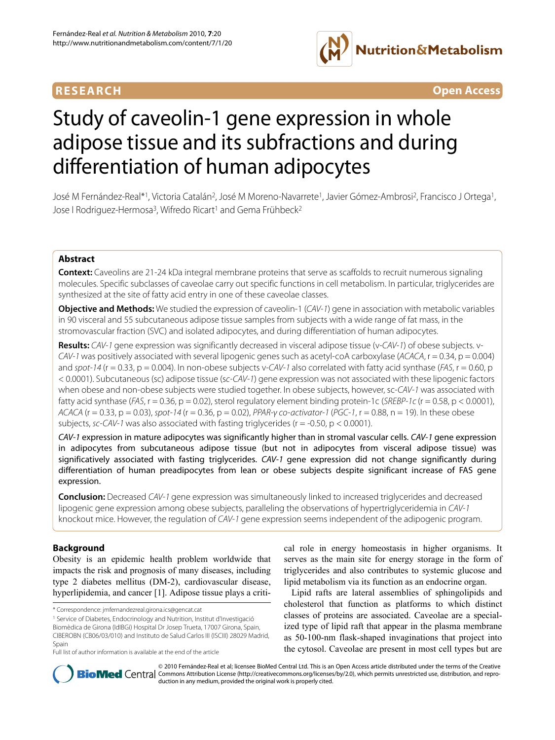**RESEARCH** **Open Access**

# Study of caveolin-1 gene expression in whole adipose tissue and its subfractions and during differentiation of human adipocytes

José M Fernández-Real*[1], Victoria Catalán[2], José M Moreno-Navarrete[1], Javier Gómez-Ambrosi[2], Francisco J Ortega[1], Jose I Rodriguez-Hermosa[3], Wifredo Ricart[1] and Gema Frühbeck[2]

## Abstract

**Context:** Caveolins are 21-24 kDa integral membrane proteins that serve as scaffolds to recruit numerous signaling molecules. Specific subclasses of caveolae carry out specific functions in cell metabolism. In particular, triglycerides are synthesized at the site of fatty acid entry in one of these caveolae classes.

**Objective and Methods:** We studied the expression of caveolin-1 (*CAV-1*) gene in association with metabolic variables in 90 visceral and 55 subcutaneous adipose tissue samples from subjects with a wide range of fat mass, in the stromovascular fraction (SVC) and isolated adipocytes, and during differentiation of human adipocytes.

**Results:** *CAV-1* gene expression was significantly decreased in visceral adipose tissue (v-*CAV-1*) of obese subjects. v-*CAV-1* was positively associated with several lipogenic genes such as acetyl-coA carboxylase (*ACACA*, r = 0.34, p = 0.004) and *spot-14* (r = 0.33, p = 0.004). In non-obese subjects v-*CAV-1* also correlated with fatty acid synthase (*FAS*, r = 0.60, p < 0.0001). Subcutaneous (sc) adipose tissue (*sc-CAV-1*) gene expression was not associated with these lipogenic factors when obese and non-obese subjects were studied together. In obese subjects, however, sc-*CAV-1* was associated with fatty acid synthase (*FAS*, r = 0.36, p = 0.02), sterol regulatory element binding protein-1c (*SREBP-1c* (r = 0.58, p < 0.0001), *ACACA* (r = 0.33, p = 0.03), *spot-14* (r = 0.36, p = 0.02), *PPAR-γ co-activator-1* (*PGC-1*, r = 0.88, n = 19). In these obese subjects, *sc-CAV-1* was also associated with fasting triglycerides (r = -0.50, p < 0.0001).

*CAV-1* expression in mature adipocytes was significantly higher than in stromal vascular cells. *CAV-1* gene expression in adipocytes from subcutaneous adipose tissue (but not in adipocytes from visceral adipose tissue) was significatively associated with fasting triglycerides. *CAV-1* gene expression did not change significantly during differentiation of human preadipocytes from lean or obese subjects despite significant increase of FAS gene expression.

**Conclusion:** Decreased *CAV-1* gene expression was simultaneously linked to increased triglycerides and decreased lipogenic gene expression among obese subjects, paralleling the observations of hypertriglyceridemia in *CAV-1* knockout mice. However, the regulation of *CAV-1* gene expression seems independent of the adipogenic program.

## Background

Obesity is an epidemic health problem worldwide that impacts the risk and prognosis of many diseases, including type 2 diabetes mellitus (DM-2), cardiovascular disease, hyperlipidemia, and cancer [1]. Adipose tissue plays a critical role in energy homeostasis in higher organisms. It serves as the main site for energy storage in the form of triglycerides and also contributes to systemic glucose and lipid metabolism via its function as an endocrine organ.

Lipid rafts are lateral assemblies of sphingolipids and cholesterol that function as platforms to which distinct classes of proteins are associated. Caveolae are a specialized type of lipid raft that appear in the plasma membrane as 50-100-nm flask-shaped invaginations that project into the cytosol. Caveolae are present in most cell types but are

\* Correspondence: jmfernandezreal.girona.ics@gencat.cat

[1] Service of Diabetes, Endocrinology and Nutrition, Institut d'Investigació Biomèdica de Girona (IdIBGi) Hospital Dr Josep Trueta, 17007 Girona, Spain, CIBEROBN (CB06/03/010) and Instituto de Salud Carlos III (ISCIII) 28029 Madrid, Spain

Full list of author information is available at the end of the article

© 2010 Fernández-Real et al; licensee BioMed Central Ltd. This is an Open Access article distributed under the terms of the Creative Commons Attribution License (http://creativecommons.org/licenses/by/2.0), which permits unrestricted use, distribution, and reproduction in any medium, provided the original work is properly cited.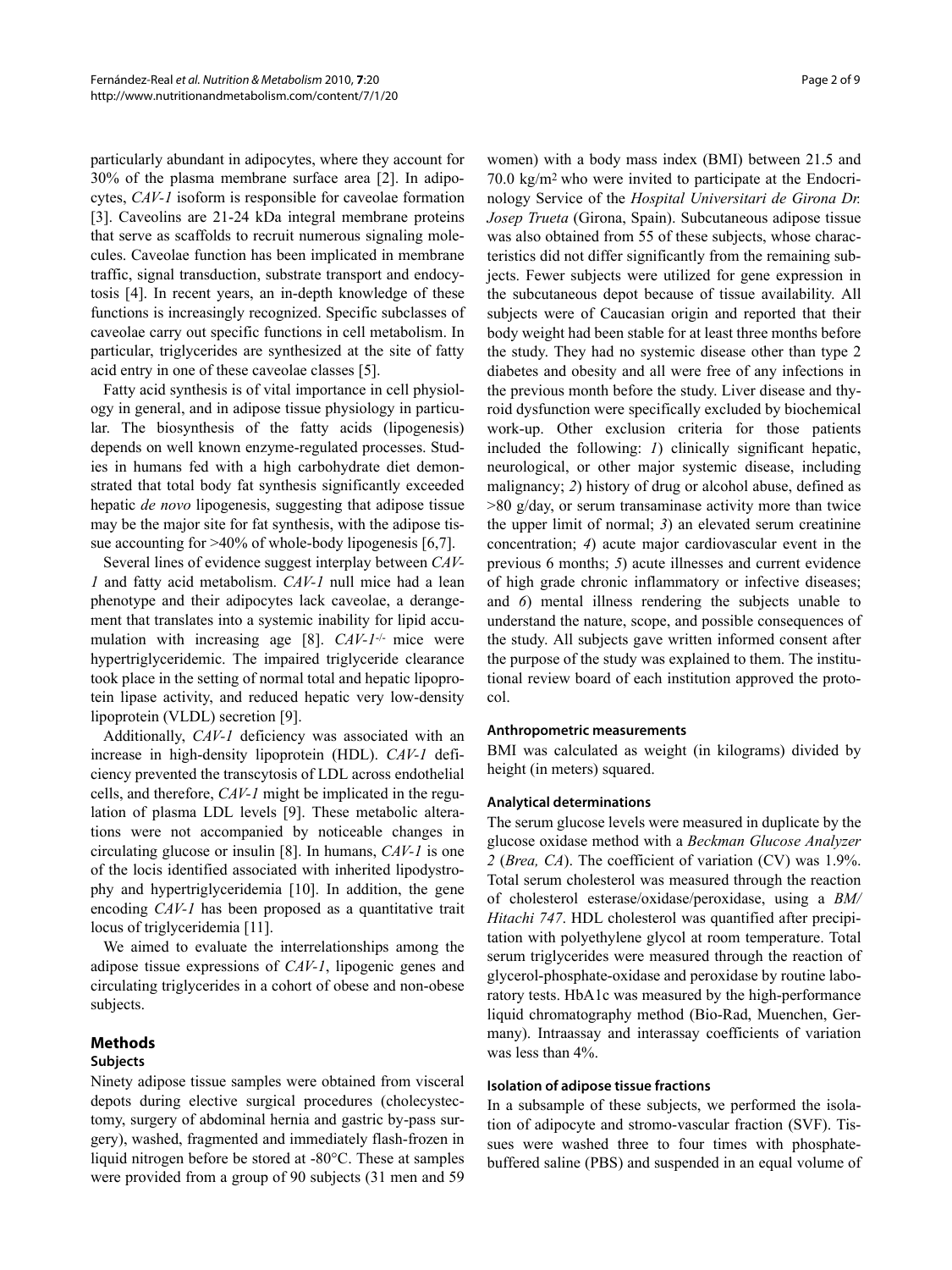particularly abundant in adipocytes, where they account for 30% of the plasma membrane surface area [2]. In adipocytes, *CAV-1* isoform is responsible for caveolae formation [3]. Caveolins are 21-24 kDa integral membrane proteins that serve as scaffolds to recruit numerous signaling molecules. Caveolae function has been implicated in membrane traffic, signal transduction, substrate transport and endocytosis [4]. In recent years, an in-depth knowledge of these functions is increasingly recognized. Specific subclasses of caveolae carry out specific functions in cell metabolism. In particular, triglycerides are synthesized at the site of fatty acid entry in one of these caveolae classes [5].

Fatty acid synthesis is of vital importance in cell physiology in general, and in adipose tissue physiology in particular. The biosynthesis of the fatty acids (lipogenesis) depends on well known enzyme-regulated processes. Studies in humans fed with a high carbohydrate diet demonstrated that total body fat synthesis significantly exceeded hepatic *de novo* lipogenesis, suggesting that adipose tissue may be the major site for fat synthesis, with the adipose tissue accounting for >40% of whole-body lipogenesis [6,7].

Several lines of evidence suggest interplay between *CAV-1* and fatty acid metabolism. *CAV-1* null mice had a lean phenotype and their adipocytes lack caveolae, a derangement that translates into a systemic inability for lipid accumulation with increasing age [8]. *CAV-1*$^{-/-}$ mice were hypertriglyceridemic. The impaired triglyceride clearance took place in the setting of normal total and hepatic lipoprotein lipase activity, and reduced hepatic very low-density lipoprotein (VLDL) secretion [9].

Additionally, *CAV-1* deficiency was associated with an increase in high-density lipoprotein (HDL). *CAV-1* deficiency prevented the transcytosis of LDL across endothelial cells, and therefore, *CAV-1* might be implicated in the regulation of plasma LDL levels [9]. These metabolic alterations were not accompanied by noticeable changes in circulating glucose or insulin [8]. In humans, *CAV-1* is one of the locis identified associated with inherited lipodystrophy and hypertriglyceridemia [10]. In addition, the gene encoding *CAV-1* has been proposed as a quantitative trait locus of triglyceridemia [11].

We aimed to evaluate the interrelationships among the adipose tissue expressions of *CAV-1*, lipogenic genes and circulating triglycerides in a cohort of obese and non-obese subjects.

## Methods

### Subjects

Ninety adipose tissue samples were obtained from visceral depots during elective surgical procedures (cholecystectomy, surgery of abdominal hernia and gastric by-pass surgery), washed, fragmented and immediately flash-frozen in liquid nitrogen before be stored at -80°C. These at samples were provided from a group of 90 subjects (31 men and 59 women) with a body mass index (BMI) between 21.5 and 70.0 kg/m$^2$ who were invited to participate at the Endocrinology Service of the *Hospital Universitari de Girona Dr. Josep Trueta* (Girona, Spain). Subcutaneous adipose tissue was also obtained from 55 of these subjects, whose characteristics did not differ significantly from the remaining subjects. Fewer subjects were utilized for gene expression in the subcutaneous depot because of tissue availability. All subjects were of Caucasian origin and reported that their body weight had been stable for at least three months before the study. They had no systemic disease other than type 2 diabetes and obesity and all were free of any infections in the previous month before the study. Liver disease and thyroid dysfunction were specifically excluded by biochemical work-up. Other exclusion criteria for those patients included the following: *1*) clinically significant hepatic, neurological, or other major systemic disease, including malignancy; *2*) history of drug or alcohol abuse, defined as >80 g/day, or serum transaminase activity more than twice the upper limit of normal; *3*) an elevated serum creatinine concentration; *4*) acute major cardiovascular event in the previous 6 months; *5*) acute illnesses and current evidence of high grade chronic inflammatory or infective diseases; and *6*) mental illness rendering the subjects unable to understand the nature, scope, and possible consequences of the study. All subjects gave written informed consent after the purpose of the study was explained to them. The institutional review board of each institution approved the protocol.

### Anthropometric measurements

BMI was calculated as weight (in kilograms) divided by height (in meters) squared.

### Analytical determinations

The serum glucose levels were measured in duplicate by the glucose oxidase method with a *Beckman Glucose Analyzer 2* (*Brea, CA*). The coefficient of variation (CV) was 1.9%. Total serum cholesterol was measured through the reaction of cholesterol esterase/oxidase/peroxidase, using a *BM/Hitachi 747*. HDL cholesterol was quantified after precipitation with polyethylene glycol at room temperature. Total serum triglycerides were measured through the reaction of glycerol-phosphate-oxidase and peroxidase by routine laboratory tests. HbA1c was measured by the high-performance liquid chromatography method (Bio-Rad, Muenchen, Germany). Intraassay and interassay coefficients of variation was less than 4%.

### Isolation of adipose tissue fractions

In a subsample of these subjects, we performed the isolation of adipocyte and stromo-vascular fraction (SVF). Tissues were washed three to four times with phosphate-buffered saline (PBS) and suspended in an equal volume of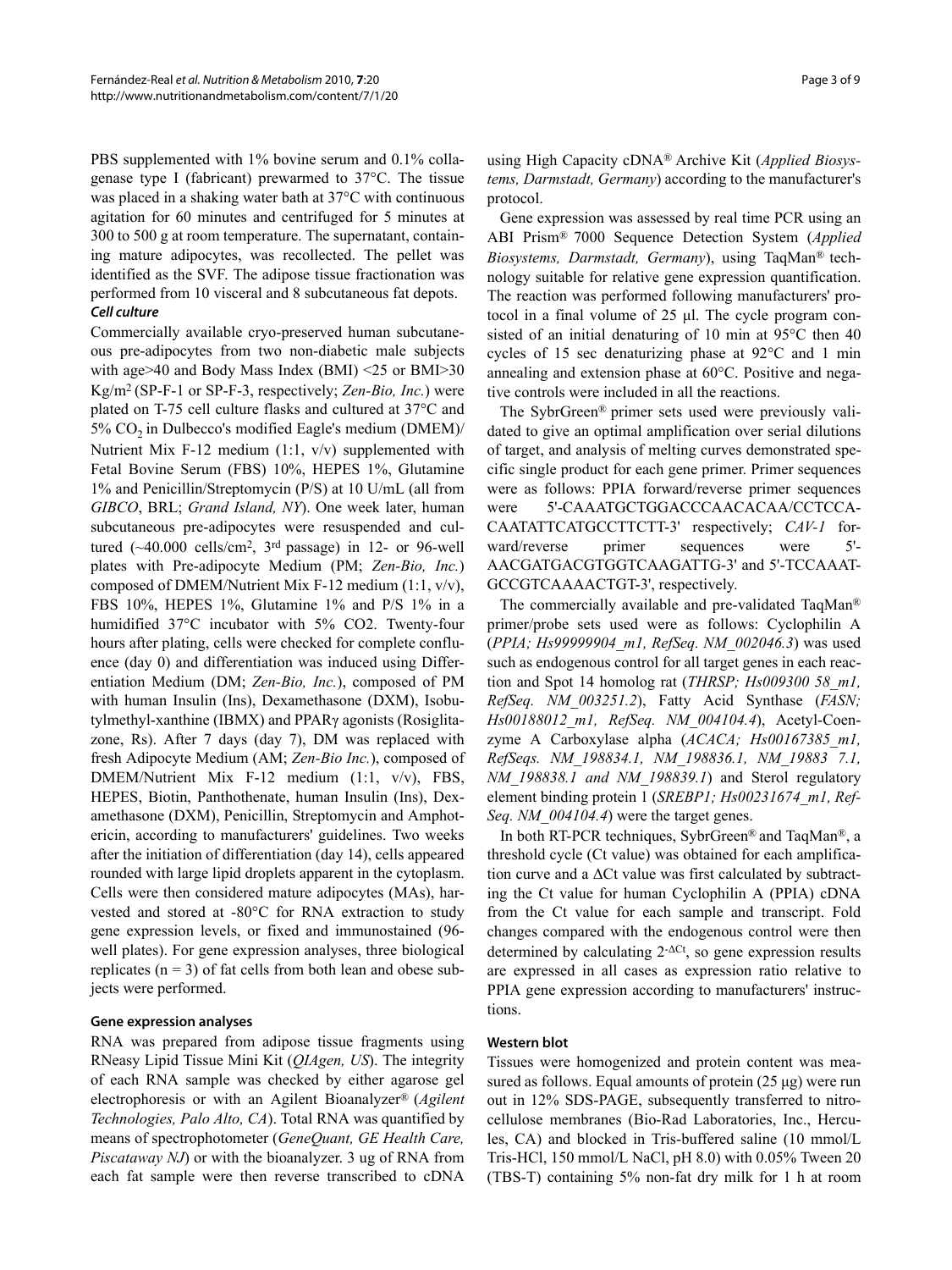PBS supplemented with 1% bovine serum and 0.1% collagenase type I (fabricant) prewarmed to 37°C. The tissue was placed in a shaking water bath at 37°C with continuous agitation for 60 minutes and centrifuged for 5 minutes at 300 to 500 g at room temperature. The supernatant, containing mature adipocytes, was recollected. The pellet was identified as the SVF. The adipose tissue fractionation was performed from 10 visceral and 8 subcutaneous fat depots.

#### *Cell culture*

Commercially available cryo-preserved human subcutaneous pre-adipocytes from two non-diabetic male subjects with age>40 and Body Mass Index (BMI) <25 or BMI>30 Kg/m$^2$ (SP-F-1 or SP-F-3, respectively; *Zen-Bio, Inc.*) were plated on T-75 cell culture flasks and cultured at 37°C and 5% $CO_2$ in Dulbecco's modified Eagle's medium (DMEM)/Nutrient Mix F-12 medium (1:1, v/v) supplemented with Fetal Bovine Serum (FBS) 10%, HEPES 1%, Glutamine 1% and Penicillin/Streptomycin (P/S) at 10 U/mL (all from *GIBCO*, BRL; *Grand Island, NY*). One week later, human subcutaneous pre-adipocytes were resuspended and cultured (~40.000 cells/cm$^2$, 3$^{rd}$ passage) in 12- or 96-well plates with Pre-adipocyte Medium (PM; *Zen-Bio, Inc.*) composed of DMEM/Nutrient Mix F-12 medium (1:1, v/v), FBS 10%, HEPES 1%, Glutamine 1% and P/S 1% in a humidified 37°C incubator with 5% CO2. Twenty-four hours after plating, cells were checked for complete confluence (day 0) and differentiation was induced using Differentiation Medium (DM; *Zen-Bio, Inc.*), composed of PM with human Insulin (Ins), Dexamethasone (DXM), Isobutylmethyl-xanthine (IBMX) and PPARγ agonists (Rosiglitazone, Rs). After 7 days (day 7), DM was replaced with fresh Adipocyte Medium (AM; *Zen-Bio Inc.*), composed of DMEM/Nutrient Mix F-12 medium (1:1, v/v), FBS, HEPES, Biotin, Panthothenate, human Insulin (Ins), Dexamethasone (DXM), Penicillin, Streptomycin and Amphotericin, according to manufacturers' guidelines. Two weeks after the initiation of differentiation (day 14), cells appeared rounded with large lipid droplets apparent in the cytoplasm. Cells were then considered mature adipocytes (MAs), harvested and stored at -80°C for RNA extraction to study gene expression levels, or fixed and immunostained (96-well plates). For gene expression analyses, three biological replicates (n = 3) of fat cells from both lean and obese subjects were performed.

### Gene expression analyses

RNA was prepared from adipose tissue fragments using RNeasy Lipid Tissue Mini Kit (*QIAgen, US*). The integrity of each RNA sample was checked by either agarose gel electrophoresis or with an Agilent Bioanalyzer® (*Agilent Technologies, Palo Alto, CA*). Total RNA was quantified by means of spectrophotometer (*GeneQuant, GE Health Care, Piscataway NJ*) or with the bioanalyzer. 3 ug of RNA from each fat sample were then reverse transcribed to cDNA using High Capacity cDNA® Archive Kit (*Applied Biosystems, Darmstadt, Germany*) according to the manufacturer's protocol.

Gene expression was assessed by real time PCR using an ABI Prism® 7000 Sequence Detection System (*Applied Biosystems, Darmstadt, Germany*), using TaqMan® technology suitable for relative gene expression quantification. The reaction was performed following manufacturers' protocol in a final volume of 25 μl. The cycle program consisted of an initial denaturing of 10 min at 95°C then 40 cycles of 15 sec denaturizing phase at 92°C and 1 min annealing and extension phase at 60°C. Positive and negative controls were included in all the reactions.

The SybrGreen® primer sets used were previously validated to give an optimal amplification over serial dilutions of target, and analysis of melting curves demonstrated specific single product for each gene primer. Primer sequences were as follows: PPIA forward/reverse primer sequences were 5'-CAAATGCTGGACCCAACACAA/CCTCCACAATATTCATGCCTTCTT-3' respectively; *CAV-1* forward/reverse primer sequences were 5'-AACGATGACGTGGTCAAGATTG-3' and 5'-TCCAAATGCCGTCAAAACTGT-3', respectively.

The commercially available and pre-validated TaqMan® primer/probe sets used were as follows: Cyclophilin A (*PPIA; Hs99999904_m1, RefSeq. NM_002046.3*) was used such as endogenous control for all target genes in each reaction and Spot 14 homolog rat (*THRSP; Hs009300 58_m1, RefSeq. NM_003251.2*), Fatty Acid Synthase (*FASN; Hs00188012_m1, RefSeq. NM_004104.4*), Acetyl-Coenzyme A Carboxylase alpha (*ACACA; Hs00167385_m1, RefSeqs. NM_198834.1, NM_198836.1, NM_19883 7.1, NM_198838.1 and NM_198839.1*) and Sterol regulatory element binding protein 1 (*SREBP1; Hs00231674_m1, RefSeq. NM_004104.4*) were the target genes.

In both RT-PCR techniques, SybrGreen® and TaqMan®, a threshold cycle (Ct value) was obtained for each amplification curve and a ΔCt value was first calculated by subtracting the Ct value for human Cyclophilin A (PPIA) cDNA from the Ct value for each sample and transcript. Fold changes compared with the endogenous control were then determined by calculating $2^{-\Delta Ct}$, so gene expression results are expressed in all cases as expression ratio relative to PPIA gene expression according to manufacturers' instructions.

### Western blot

Tissues were homogenized and protein content was measured as follows. Equal amounts of protein (25 μg) were run out in 12% SDS-PAGE, subsequently transferred to nitrocellulose membranes (Bio-Rad Laboratories, Inc., Hercules, CA) and blocked in Tris-buffered saline (10 mmol/L Tris-HCl, 150 mmol/L NaCl, pH 8.0) with 0.05% Tween 20 (TBS-T) containing 5% non-fat dry milk for 1 h at room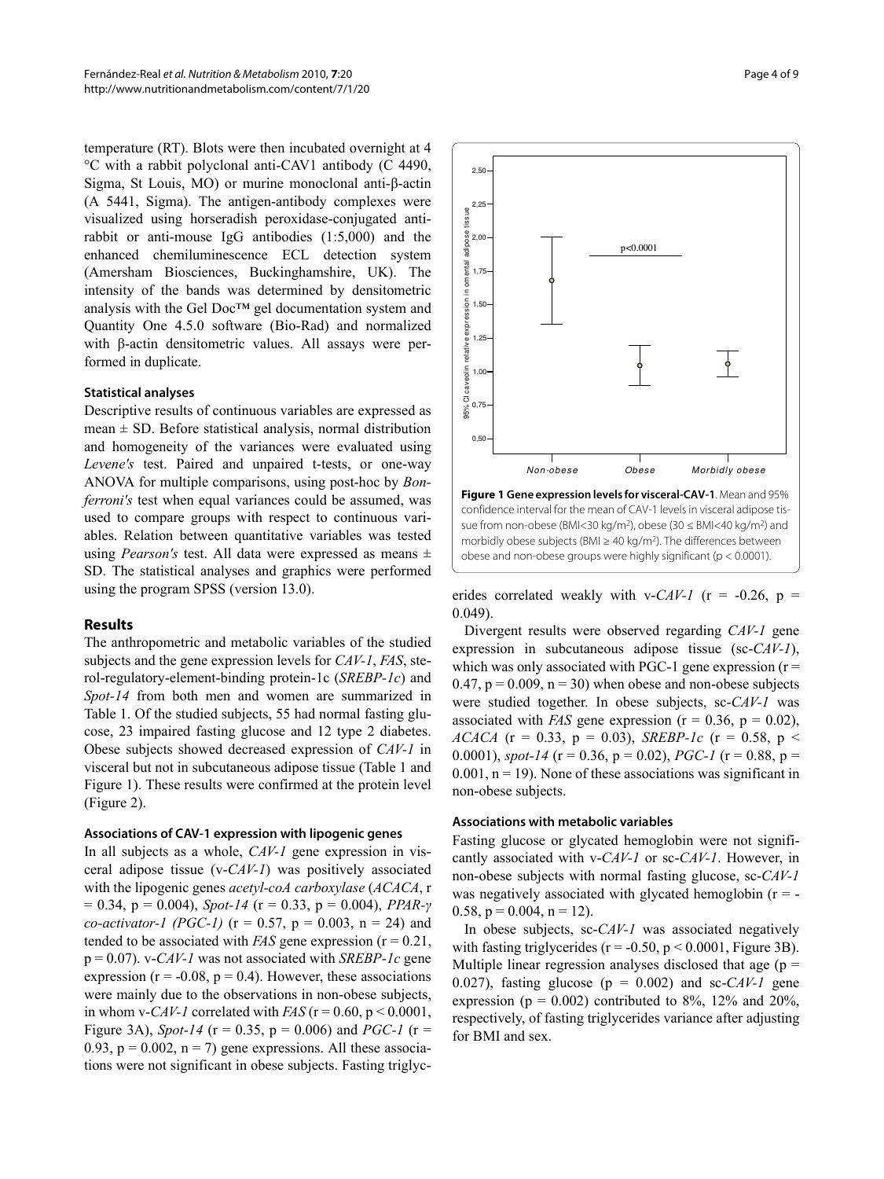temperature (RT). Blots were then incubated overnight at 4 °C with a rabbit polyclonal anti-CAV1 antibody (C 4490, Sigma, St Louis, MO) or murine monoclonal anti-β-actin (A 5441, Sigma). The antigen-antibody complexes were visualized using horseradish peroxidase-conjugated anti-rabbit or anti-mouse IgG antibodies (1:5,000) and the enhanced chemiluminescence ECL detection system (Amersham Biosciences, Buckinghamshire, UK). The intensity of the bands was determined by densitometric analysis with the Gel Doc™ gel documentation system and Quantity One 4.5.0 software (Bio-Rad) and normalized with β-actin densitometric values. All assays were performed in duplicate.

### Statistical analyses

Descriptive results of continuous variables are expressed as mean ± SD. Before statistical analysis, normal distribution and homogeneity of the variances were evaluated using *Levene's* test. Paired and unpaired t-tests, or one-way ANOVA for multiple comparisons, using post-hoc by *Bonferroni's* test when equal variances could be assumed, was used to compare groups with respect to continuous variables. Relation between quantitative variables was tested using *Pearson's* test. All data were expressed as means ± SD. The statistical analyses and graphics were performed using the program SPSS (version 13.0).

## Results

The anthropometric and metabolic variables of the studied subjects and the gene expression levels for *CAV-1*, *FAS*, sterol-regulatory-element-binding protein-1c (*SREBP-1c*) and *Spot-14* from both men and women are summarized in Table 1. Of the studied subjects, 55 had normal fasting glucose, 23 impaired fasting glucose and 12 type 2 diabetes. Obese subjects showed decreased expression of *CAV-1* in visceral but not in subcutaneous adipose tissue (Table 1 and Figure 1). These results were confirmed at the protein level (Figure 2).

### Associations of CAV-1 expression with lipogenic genes

In all subjects as a whole, *CAV-1* gene expression in visceral adipose tissue (v-*CAV-1*) was positively associated with the lipogenic genes *acetyl-coA carboxylase* (*ACACA*, r = 0.34, p = 0.004), *Spot-14* (r = 0.33, p = 0.004), *PPAR-γ co-activator-1 (PGC-1)* (r = 0.57, p = 0.003, n = 24) and tended to be associated with *FAS* gene expression (r = 0.21, p = 0.07). v-*CAV-1* was not associated with *SREBP-1c* gene expression (r = -0.08, p = 0.4). However, these associations were mainly due to the observations in non-obese subjects, in whom v-*CAV-1* correlated with *FAS* (r = 0.60, p < 0.0001, Figure 3A), *Spot-14* (r = 0.35, p = 0.006) and *PGC-1* (r = 0.93, p = 0.002, n = 7) gene expressions. All these associations were not significant in obese subjects. Fasting triglycerides correlated weakly with v-*CAV-1* (r = -0.26, p = 0.049).

**Figure 1 Gene expression levels for visceral-CAV-1**. Mean and 95% confidence interval for the mean of CAV-1 levels in visceral adipose tissue from non-obese (BMI<30 kg/m$^2$), obese (30 ≤ BMI<40 kg/m$^2$) and morbidly obese subjects (BMI ≥ 40 kg/m$^2$). The differences between obese and non-obese groups were highly significant (p < 0.0001).

Divergent results were observed regarding *CAV-1* gene expression in subcutaneous adipose tissue (sc-*CAV-1*), which was only associated with PGC-1 gene expression (r = 0.47, p = 0.009, n = 30) when obese and non-obese subjects were studied together. In obese subjects, sc-*CAV-1* was associated with *FAS* gene expression (r = 0.36, p = 0.02), *ACACA* (r = 0.33, p = 0.03), *SREBP-1c* (r = 0.58, p < 0.0001), *spot-14* (r = 0.36, p = 0.02), *PGC-1* (r = 0.88, p = 0.001, n = 19). None of these associations was significant in non-obese subjects.

### Associations with metabolic variables

Fasting glucose or glycated hemoglobin were not significantly associated with v-*CAV-1* or sc-*CAV-1*. However, in non-obese subjects with normal fasting glucose, sc-*CAV-1* was negatively associated with glycated hemoglobin (r = -0.58, p = 0.004, n = 12).

In obese subjects, sc-*CAV-1* was associated negatively with fasting triglycerides (r = -0.50, p < 0.0001, Figure 3B). Multiple linear regression analyses disclosed that age (p = 0.027), fasting glucose (p = 0.002) and sc-*CAV-1* gene expression (p = 0.002) contributed to 8%, 12% and 20%, respectively, of fasting triglycerides variance after adjusting for BMI and sex.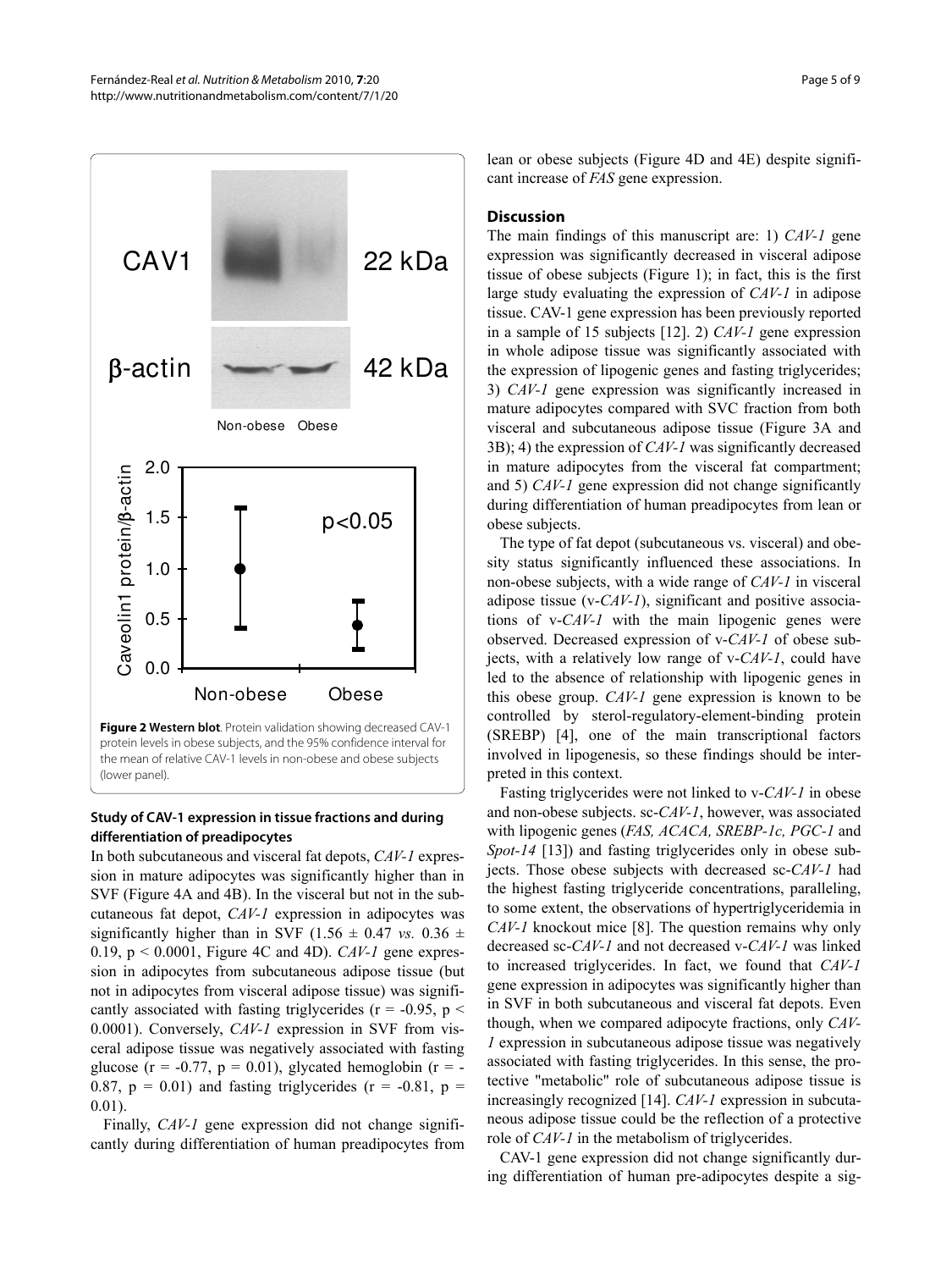**Figure 2 Western blot**. Protein validation showing decreased CAV-1 protein levels in obese subjects, and the 95% confidence interval for the mean of relative CAV-1 levels in non-obese and obese subjects (lower panel).

### Study of CAV-1 expression in tissue fractions and during differentiation of preadipocytes

In both subcutaneous and visceral fat depots, *CAV-1* expression in mature adipocytes was significantly higher than in SVF (Figure 4A and 4B). In the visceral but not in the subcutaneous fat depot, *CAV-1* expression in adipocytes was significantly higher than in SVF (1.56 ± 0.47 *vs.* 0.36 ± 0.19, $p < 0.0001$, Figure 4C and 4D). *CAV-1* gene expression in adipocytes from subcutaneous adipose tissue (but not in adipocytes from visceral adipose tissue) was significantly associated with fasting triglycerides ($r = -0.95$, $p < 0.0001$). Conversely, *CAV-1* expression in SVF from visceral adipose tissue was negatively associated with fasting glucose ($r = -0.77$, $p = 0.01$), glycated hemoglobin ($r = -0.87$, $p = 0.01$) and fasting triglycerides ($r = -0.81$, $p = 0.01$).

Finally, *CAV-1* gene expression did not change significantly during differentiation of human preadipocytes from lean or obese subjects (Figure 4D and 4E) despite significant increase of *FAS* gene expression.

## Discussion

The main findings of this manuscript are: 1) *CAV-1* gene expression was significantly decreased in visceral adipose tissue of obese subjects (Figure 1); in fact, this is the first large study evaluating the expression of *CAV-1* in adipose tissue. CAV-1 gene expression has been previously reported in a sample of 15 subjects [12]. 2) *CAV-1* gene expression in whole adipose tissue was significantly associated with the expression of lipogenic genes and fasting triglycerides; 3) *CAV-1* gene expression was significantly increased in mature adipocytes compared with SVC fraction from both visceral and subcutaneous adipose tissue (Figure 3A and 3B); 4) the expression of *CAV-1* was significantly decreased in mature adipocytes from the visceral fat compartment; and 5) *CAV-1* gene expression did not change significantly during differentiation of human preadipocytes from lean or obese subjects.

The type of fat depot (subcutaneous vs. visceral) and obesity status significantly influenced these associations. In non-obese subjects, with a wide range of *CAV-1* in visceral adipose tissue (v-*CAV-1*), significant and positive associations of v-*CAV-1* with the main lipogenic genes were observed. Decreased expression of v-*CAV-1* of obese subjects, with a relatively low range of v-*CAV-1*, could have led to the absence of relationship with lipogenic genes in this obese group. *CAV-1* gene expression is known to be controlled by sterol-regulatory-element-binding protein (SREBP) [4], one of the main transcriptional factors involved in lipogenesis, so these findings should be interpreted in this context.

Fasting triglycerides were not linked to v-*CAV-1* in obese and non-obese subjects. sc-*CAV-1*, however, was associated with lipogenic genes (*FAS, ACACA, SREBP-1c, PGC-1* and *Spot-14* [13]) and fasting triglycerides only in obese subjects. Those obese subjects with decreased sc-*CAV-1* had the highest fasting triglyceride concentrations, paralleling, to some extent, the observations of hypertriglyceridemia in *CAV-1* knockout mice [8]. The question remains why only decreased sc-*CAV-1* and not decreased v-*CAV-1* was linked to increased triglycerides. In fact, we found that *CAV-1* gene expression in adipocytes was significantly higher than in SVF in both subcutaneous and visceral fat depots. Even though, when we compared adipocyte fractions, only *CAV-1* expression in subcutaneous adipose tissue was negatively associated with fasting triglycerides. In this sense, the protective "metabolic" role of subcutaneous adipose tissue is increasingly recognized [14]. *CAV-1* expression in subcutaneous adipose tissue could be the reflection of a protective role of *CAV-1* in the metabolism of triglycerides.

CAV-1 gene expression did not change significantly during differentiation of human pre-adipocytes despite a sig-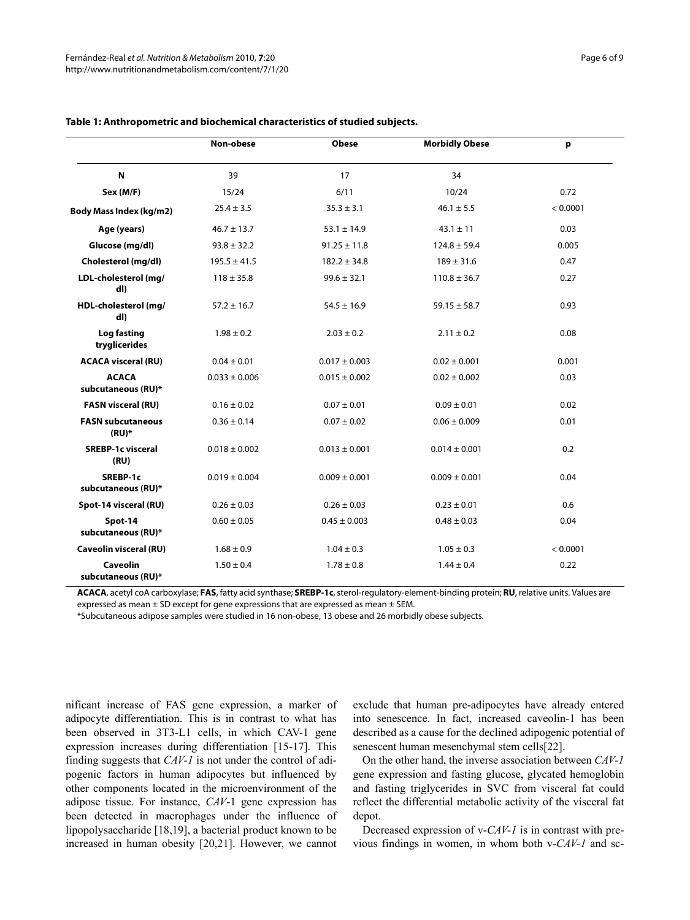**Table 1: Anthropometric and biochemical characteristics of studied subjects.**

| | Non-obese | Obese | Morbidly Obese | p |
|---|---|---|---|---|
| N | 39 | 17 | 34 | |
| Sex (M/F) | 15/24 | 6/11 | 10/24 | 0.72 |
| Body Mass Index (kg/m2) | 25.4 ± 3.5 | 35.3 ± 3.1 | 46.1 ± 5.5 | < 0.0001 |
| Age (years) | 46.7 ± 13.7 | 53.1 ± 14.9 | 43.1 ± 11 | 0.03 |
| Glucose (mg/dl) | 93.8 ± 32.2 | 91.25 ± 11.8 | 124.8 ± 59.4 | 0.005 |
| Cholesterol (mg/dl) | 195.5 ± 41.5 | 182.2 ± 34.8 | 189 ± 31.6 | 0.47 |
| LDL-cholesterol (mg/dl) | 118 ± 35.8 | 99.6 ± 32.1 | 110.8 ± 36.7 | 0.27 |
| HDL-cholesterol (mg/dl) | 57.2 ± 16.7 | 54.5 ± 16.9 | 59.15 ± 58.7 | 0.93 |
| Log fasting tryglicerides | 1.98 ± 0.2 | 2.03 ± 0.2 | 2.11 ± 0.2 | 0.08 |
| ACACA visceral (RU) | 0.04 ± 0.01 | 0.017 ± 0.003 | 0.02 ± 0.001 | 0.001 |
| ACACA subcutaneous (RU)* | 0.033 ± 0.006 | 0.015 ± 0.002 | 0.02 ± 0.002 | 0.03 |
| FASN visceral (RU) | 0.16 ± 0.02 | 0.07 ± 0.01 | 0.09 ± 0.01 | 0.02 |
| FASN subcutaneous (RU)* | 0.36 ± 0.14 | 0.07 ± 0.02 | 0.06 ± 0.009 | 0.01 |
| SREBP-1c visceral (RU) | 0.018 ± 0.002 | 0.013 ± 0.001 | 0.014 ± 0.001 | 0.2 |
| SREBP-1c subcutaneous (RU)* | 0.019 ± 0.004 | 0.009 ± 0.001 | 0.009 ± 0.001 | 0.04 |
| Spot-14 visceral (RU) | 0.26 ± 0.03 | 0.26 ± 0.03 | 0.23 ± 0.01 | 0.6 |
| Spot-14 subcutaneous (RU)* | 0.60 ± 0.05 | 0.45 ± 0.003 | 0.48 ± 0.03 | 0.04 |
| Caveolin visceral (RU) | 1.68 ± 0.9 | 1.04 ± 0.3 | 1.05 ± 0.3 | < 0.0001 |
| Caveolin subcutaneous (RU)* | 1.50 ± 0.4 | 1.78 ± 0.8 | 1.44 ± 0.4 | 0.22 |

**ACACA**, acetyl coA carboxylase; **FAS**, fatty acid synthase; **SREBP-1c**, sterol-regulatory-element-binding protein; **RU**, relative units. Values are expressed as mean ± SD except for gene expressions that are expressed as mean ± SEM.

*Subcutaneous adipose samples were studied in 16 non-obese, 13 obese and 26 morbidly obese subjects.

nificant increase of FAS gene expression, a marker of adipocyte differentiation. This is in contrast to what has been observed in 3T3-L1 cells, in which CAV-1 gene expression increases during differentiation [15-17]. This finding suggests that *CAV-1* is not under the control of adipogenic factors in human adipocytes but influenced by other components located in the microenvironment of the adipose tissue. For instance, *CAV*-1 gene expression has been detected in macrophages under the influence of lipopolysaccharide [18,19], a bacterial product known to be increased in human obesity [20,21]. However, we cannot exclude that human pre-adipocytes have already entered into senescence. In fact, increased caveolin-1 has been described as a cause for the declined adipogenic potential of senescent human mesenchymal stem cells[22].

On the other hand, the inverse association between *CAV-1* gene expression and fasting glucose, glycated hemoglobin and fasting triglycerides in SVC from visceral fat could reflect the differential metabolic activity of the visceral fat depot.

Decreased expression of v-*CAV-1* is in contrast with previous findings in women, in whom both v-*CAV-1* and sc-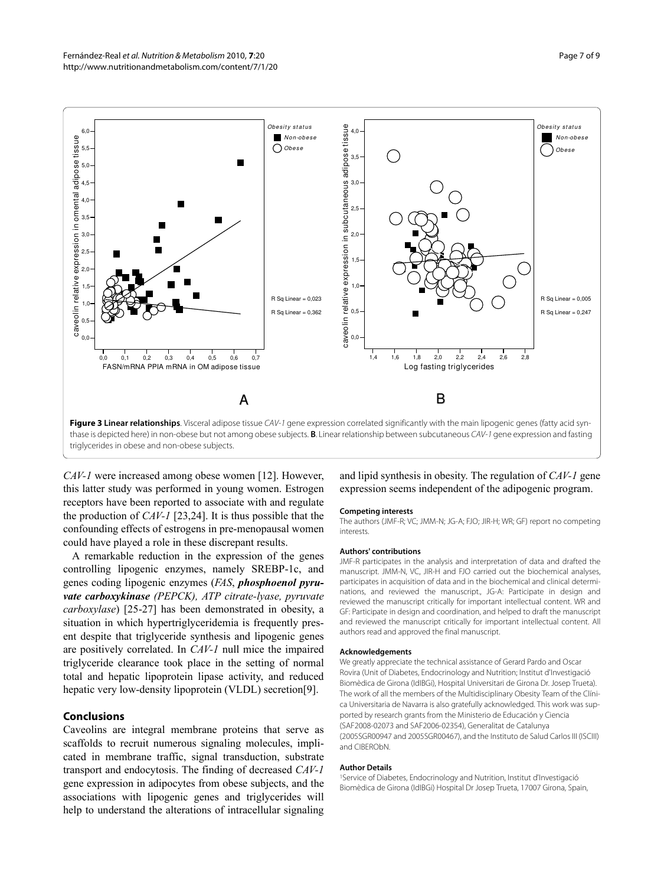**Figure 3 Linear relationships**. Visceral adipose tissue *CAV-1* gene expression correlated significantly with the main lipogenic genes (fatty acid synthase is depicted here) in non-obese but not among obese subjects. **B**. Linear relationship between subcutaneous *CAV-1* gene expression and fasting triglycerides in obese and non-obese subjects.

*CAV-1* were increased among obese women [12]. However, this latter study was performed in young women. Estrogen receptors have been reported to associate with and regulate the production of *CAV-1* [23,24]. It is thus possible that the confounding effects of estrogens in pre-menopausal women could have played a role in these discrepant results.

A remarkable reduction in the expression of the genes controlling lipogenic enzymes, namely SREBP-1c, and genes coding lipogenic enzymes (*FAS*, ***phosphoenol pyruvate carboxykinase*** *(PEPCK), ATP citrate-lyase, pyruvate carboxylase*) [25-27] has been demonstrated in obesity, a situation in which hypertriglyceridemia is frequently present despite that triglyceride synthesis and lipogenic genes are positively correlated. In *CAV-1* null mice the impaired triglyceride clearance took place in the setting of normal total and hepatic lipoprotein lipase activity, and reduced hepatic very low-density lipoprotein (VLDL) secretion[9].

## Conclusions

Caveolins are integral membrane proteins that serve as scaffolds to recruit numerous signaling molecules, implicated in membrane traffic, signal transduction, substrate transport and endocytosis. The finding of decreased *CAV-1* gene expression in adipocytes from obese subjects, and the associations with lipogenic genes and triglycerides will help to understand the alterations of intracellular signaling and lipid synthesis in obesity. The regulation of *CAV-1* gene expression seems independent of the adipogenic program.

#### Competing interests

The authors (JMF-R; VC; JMM-N; JG-A; FJO; JIR-H; WR; GF) report no competing interests.

#### Authors' contributions

JMF-R participates in the analysis and interpretation of data and drafted the manuscript. JMM-N, VC, JIR-H and FJO carried out the biochemical analyses, participates in acquisition of data and in the biochemical and clinical determinations, and reviewed the manuscript., JG-A: Participate in design and reviewed the manuscript critically for important intellectual content. WR and GF: Participate in design and coordination, and helped to draft the manuscript and reviewed the manuscript critically for important intellectual content. All authors read and approved the final manuscript.

#### Acknowledgements

We greatly appreciate the technical assistance of Gerard Pardo and Oscar Rovira (Unit of Diabetes, Endocrinology and Nutrition; Institut d'Investigació Biomèdica de Girona (IdIBGi), Hospital Universitari de Girona Dr. Josep Trueta). The work of all the members of the Multidisciplinary Obesity Team of the Clínica Universitaria de Navarra is also gratefully acknowledged. This work was supported by research grants from the Ministerio de Educación y Ciencia (SAF2008-02073 and SAF2006-02354), Generalitat de Catalunya (2005SGR00947 and 2005SGR00467), and the Instituto de Salud Carlos III (ISCIII) and CIBEROBN.

#### Author Details

[1]Service of Diabetes, Endocrinology and Nutrition, Institut d'Investigació Biomèdica de Girona (IdIBGi) Hospital Dr Josep Trueta, 17007 Girona, Spain,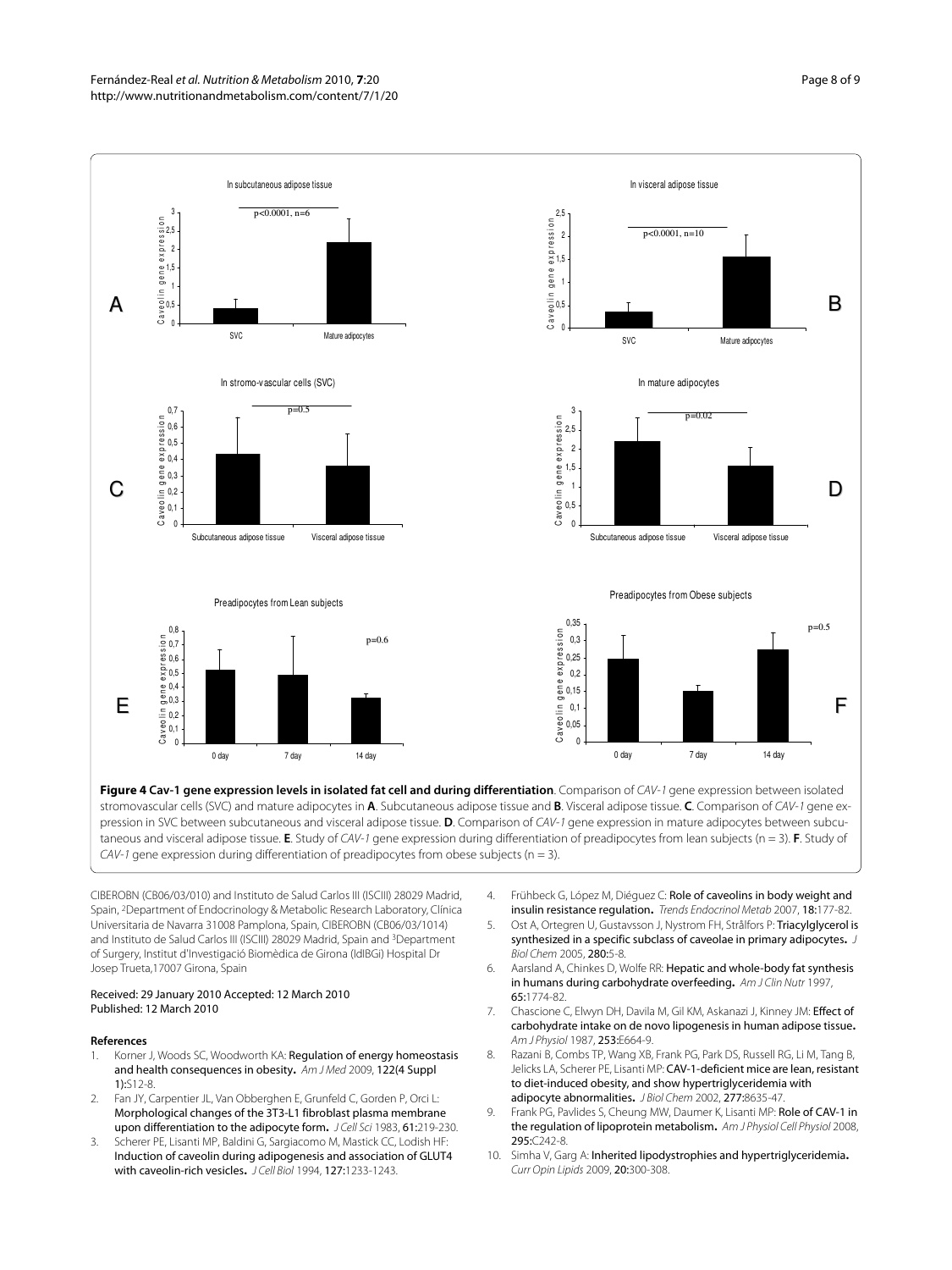**Figure 4 Cav-1 gene expression levels in isolated fat cell and during differentiation**. Comparison of *CAV-1* gene expression between isolated stromovascular cells (SVC) and mature adipocytes in **A**. Subcutaneous adipose tissue and **B**. Visceral adipose tissue. **C**. Comparison of *CAV-1* gene expression in SVC between subcutaneous and visceral adipose tissue. **D**. Comparison of *CAV-1* gene expression in mature adipocytes between subcutaneous and visceral adipose tissue. **E**. Study of *CAV-1* gene expression during differentiation of preadipocytes from lean subjects (n = 3). **F**. Study of *CAV-1* gene expression during differentiation of preadipocytes from obese subjects (n = 3).

CIBEROBN (CB06/03/010) and Instituto de Salud Carlos III (ISCIII) 28029 Madrid, Spain, [2]Department of Endocrinology & Metabolic Research Laboratory, Clínica Universitaria de Navarra 31008 Pamplona, Spain, CIBEROBN (CB06/03/1014) and Instituto de Salud Carlos III (ISCIII) 28029 Madrid, Spain and [3]Department of Surgery, Institut d'Investigació Biomèdica de Girona (IdIBGi) Hospital Dr Josep Trueta,17007 Girona, Spain

Received: 29 January 2010 Accepted: 12 March 2010
Published: 12 March 2010

## References

1. Korner J, Woods SC, Woodworth KA: **Regulation of energy homeostasis and health consequences in obesity.** *Am J Med* 2009, **122(4 Suppl 1):**S12-8.
2. Fan JY, Carpentier JL, Van Obberghen E, Grunfeld C, Gorden P, Orci L: **Morphological changes of the 3T3-L1 fibroblast plasma membrane upon differentiation to the adipocyte form.** *J Cell Sci* 1983, **61:**219-230.
3. Scherer PE, Lisanti MP, Baldini G, Sargiacomo M, Mastick CC, Lodish HF: **Induction of caveolin during adipogenesis and association of GLUT4 with caveolin-rich vesicles.** *J Cell Biol* 1994, **127:**1233-1243.
4. Frühbeck G, López M, Diéguez C: **Role of caveolins in body weight and insulin resistance regulation.** *Trends Endocrinol Metab* 2007, **18:**177-82.
5. Ost A, Ortegren U, Gustavsson J, Nystrom FH, Strålfors P: **Triacylglycerol is synthesized in a specific subclass of caveolae in primary adipocytes.** *J Biol Chem* 2005, **280:**5-8.
6. Aarsland A, Chinkes D, Wolfe RR: **Hepatic and whole-body fat synthesis in humans during carbohydrate overfeeding.** *Am J Clin Nutr* 1997, **65:**1774-82.
7. Chascione C, Elwyn DH, Davila M, Gil KM, Askanazi J, Kinney JM: **Effect of carbohydrate intake on de novo lipogenesis in human adipose tissue.** *Am J Physiol* 1987, **253:**E664-9.
8. Razani B, Combs TP, Wang XB, Frank PG, Park DS, Russell RG, Li M, Tang B, Jelicks LA, Scherer PE, Lisanti MP: **CAV-1-deficient mice are lean, resistant to diet-induced obesity, and show hypertriglyceridemia with adipocyte abnormalities.** *J Biol Chem* 2002, **277:**8635-47.
9. Frank PG, Pavlides S, Cheung MW, Daumer K, Lisanti MP: **Role of CAV-1 in the regulation of lipoprotein metabolism.** *Am J Physiol Cell Physiol* 2008, **295:**C242-8.
10. Simha V, Garg A: **Inherited lipodystrophies and hypertriglyceridemia.** *Curr Opin Lipids* 2009, **20:**300-308.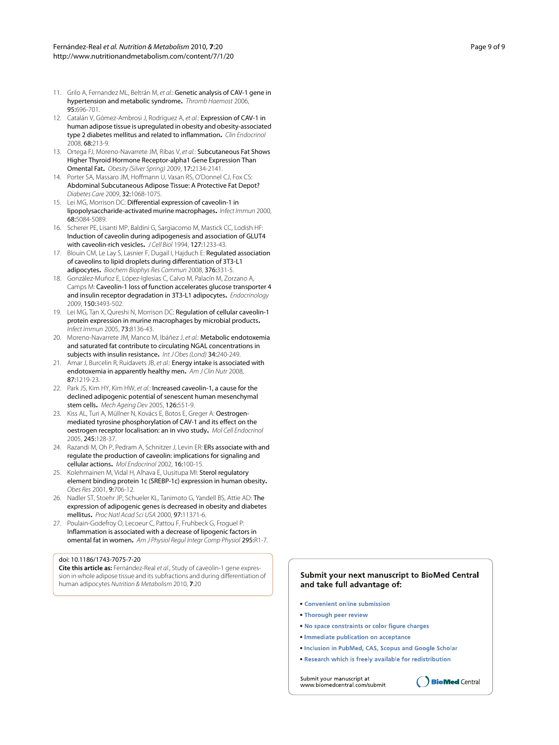11. Grilo A, Fernandez ML, Beltrán M, *et al.*: **Genetic analysis of CAV-1 gene in hypertension and metabolic syndrome.** *Thromb Haemost* 2006, **95:**696-701.
12. Catalán V, Gómez-Ambrosi J, Rodríguez A, *et al.*: **Expression of CAV-1 in human adipose tissue is upregulated in obesity and obesity-associated type 2 diabetes mellitus and related to inflammation.** *Clin Endocrinol* 2008, **68:**213-9.
13. Ortega FJ, Moreno-Navarrete JM, Ribas V, *et al.*: **Subcutaneous Fat Shows Higher Thyroid Hormone Receptor-alpha1 Gene Expression Than Omental Fat.** *Obesity (Silver Spring)* 2009, **17:**2134-2141.
14. Porter SA, Massaro JM, Hoffmann U, Vasan RS, O'Donnel CJ, Fox CS: **Abdominal Subcutaneous Adipose Tissue: A Protective Fat Depot?** *Diabetes Care* 2009, **32:**1068-1075.
15. Lei MG, Morrison DC: **Differential expression of caveolin-1 in lipopolysaccharide-activated murine macrophages.** *Infect Immun* 2000, **68:**5084-5089.
16. Scherer PE, Lisanti MP, Baldini G, Sargiacomo M, Mastick CC, Lodish HF: **Induction of caveolin during adipogenesis and association of GLUT4 with caveolin-rich vesicles.** *J Cell Biol* 1994, **127:**1233-43.
17. Blouin CM, Le Lay S, Lasnier F, Dugail I, Hajduch E: **Regulated association of caveolins to lipid droplets during differentiation of 3T3-L1 adipocytes.** *Biochem Biophys Res Commun* 2008, **376:**331-5.
18. González-Muñoz E, López-Iglesias C, Calvo M, Palacín M, Zorzano A, Camps M: **Caveolin-1 loss of function accelerates glucose transporter 4 and insulin receptor degradation in 3T3-L1 adipocytes.** *Endocrinology* 2009, **150:**3493-502.
19. Lei MG, Tan X, Qureshi N, Morrison DC: **Regulation of cellular caveolin-1 protein expression in murine macrophages by microbial products.** *Infect Immun* 2005, **73:**8136-43.
20. Moreno-Navarrete JM, Manco M, Ibáñez J, *et al.*: **Metabolic endotoxemia and saturated fat contribute to circulating NGAL concentrations in subjects with insulin resistance.** *Int J Obes (Lond)* **34:**240-249.
21. Amar J, Burcelin R, Ruidavets JB, *et al.*: **Energy intake is associated with endotoxemia in apparently healthy men.** *Am J Clin Nutr* 2008, **87:**1219-23.
22. Park JS, Kim HY, Kim HW, *et al.*: **Increased caveolin-1, a cause for the declined adipogenic potential of senescent human mesenchymal stem cells.** *Mech Ageing Dev* 2005, **126:**551-9.
23. Kiss AL, Turi A, Müllner N, Kovács E, Botos E, Greger A: **Oestrogen-mediated tyrosine phosphorylation of CAV-1 and its effect on the oestrogen receptor localisation: an in vivo study.** *Mol Cell Endocrinol* 2005, **245:**128-37.
24. Razandi M, Oh P, Pedram A, Schnitzer J, Levin ER: **ERs associate with and regulate the production of caveolin: implications for signaling and cellular actions.** *Mol Endocrinol* 2002, **16:**100-15.
25. Kolehmainen M, Vidal H, Alhava E, Uusitupa MI: **Sterol regulatory element binding protein 1c (SREBP-1c) expression in human obesity.** *Obes Res* 2001, **9:**706-12.
26. Nadler ST, Stoehr JP, Schueler KL, Tanimoto G, Yandell BS, Attie AD: **The expression of adipogenic genes is decreased in obesity and diabetes mellitus.** *Proc Natl Acad Sci USA* 2000, **97:**11371-6.
27. Poulain-Godefroy O, Lecoeur C, Pattou F, Fruhbeck G, Froguel P: **Inflammation is associated with a decrease of lipogenic factors in omental fat in women.** *Am J Physiol Regul Integr Comp Physiol* **295:**R1-7.

doi: 10.1186/1743-7075-7-20

**Cite this article as:** Fernández-Real *et al.*, Study of caveolin-1 gene expression in whole adipose tissue and its subfractions and during differentiation of human adipocytes *Nutrition & Metabolism* 2010, **7**:20

**Submit your next manuscript to BioMed Central and take full advantage of:**

- Convenient online submission
- Thorough peer review
- No space constraints or color figure charges
- Immediate publication on acceptance
- Inclusion in PubMed, CAS, Scopus and Google Scholar
- Research which is freely available for redistribution

Submit your manuscript at www.biomedcentral.com/submit

BioMed Central